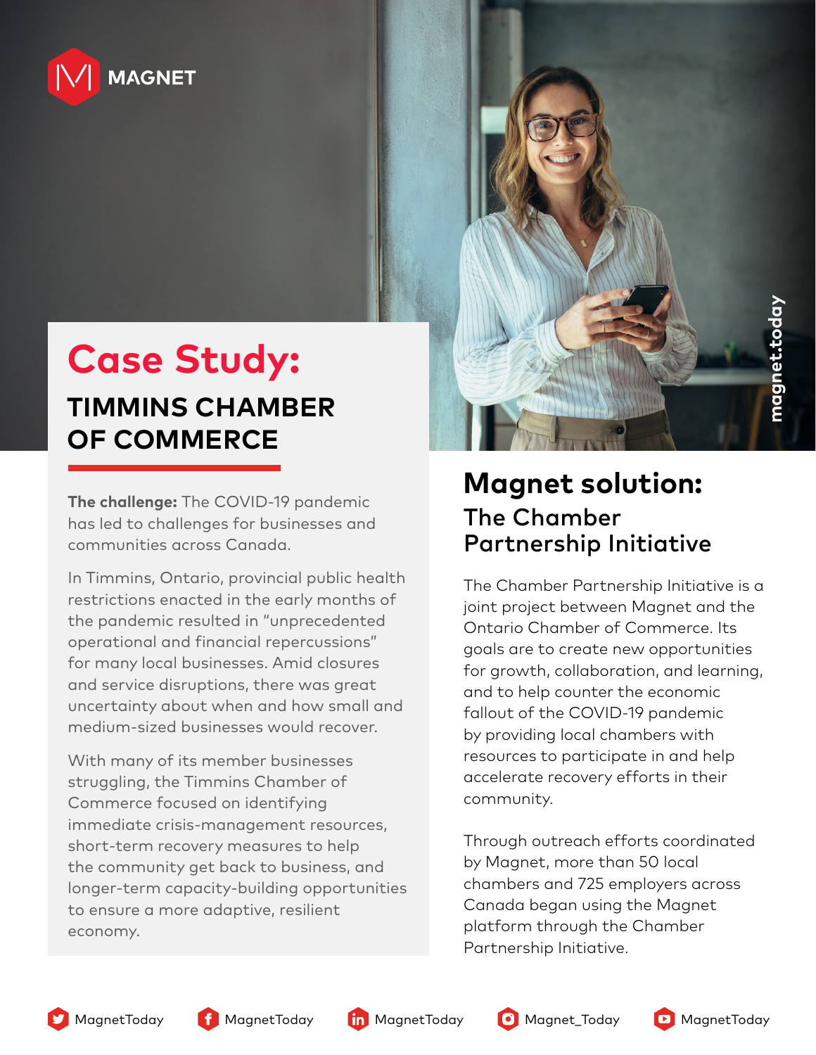MAGNET

# Case Study:

## TIMMINS CHAMBER OF COMMERCE

**The challenge:** The COVID-19 pandemic has led to challenges for businesses and communities across Canada.

In Timmins, Ontario, provincial public health restrictions enacted in the early months of the pandemic resulted in "unprecedented operational and financial repercussions" for many local businesses. Amid closures and service disruptions, there was great uncertainty about when and how small and medium-sized businesses would recover.

With many of its member businesses struggling, the Timmins Chamber of Commerce focused on identifying immediate crisis-management resources, short-term recovery measures to help the community get back to business, and longer-term capacity-building opportunities to ensure a more adaptive, resilient economy.

## Magnet solution:

### The Chamber Partnership Initiative

The Chamber Partnership Initiative is a joint project between Magnet and the Ontario Chamber of Commerce. Its goals are to create new opportunities for growth, collaboration, and learning, and to help counter the economic fallout of the COVID-19 pandemic by providing local chambers with resources to participate in and help accelerate recovery efforts in their community.

Through outreach efforts coordinated by Magnet, more than 50 local chambers and 725 employers across Canada began using the Magnet platform through the Chamber Partnership Initiative.

magnet.today

MagnetToday MagnetToday MagnetToday Magnet_Today MagnetToday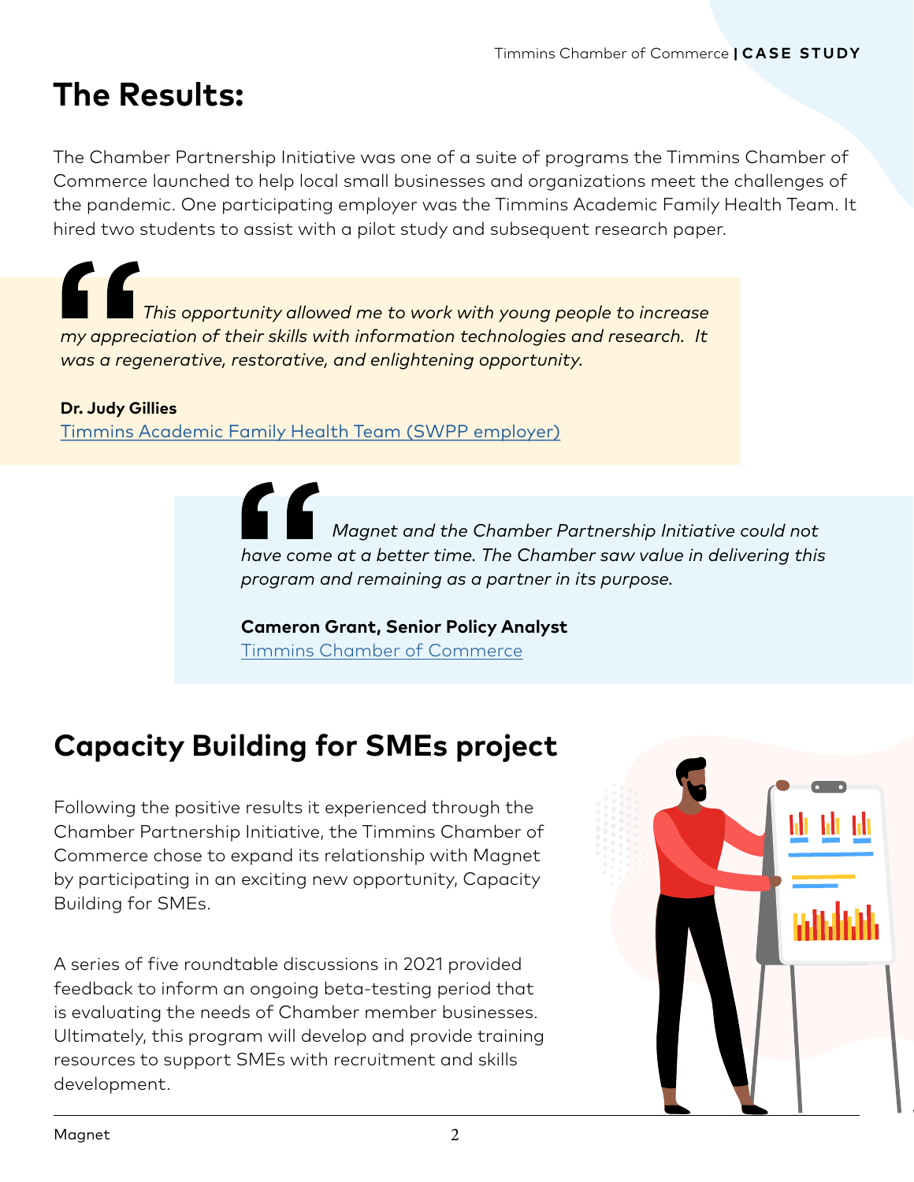# The Results:

The Chamber Partnership Initiative was one of a suite of programs the Timmins Chamber of Commerce launched to help local small businesses and organizations meet the challenges of the pandemic. One participating employer was the Timmins Academic Family Health Team. It hired two students to assist with a pilot study and subsequent research paper.

> *This opportunity allowed me to work with young people to increase my appreciation of their skills with information technologies and research. It was a regenerative, restorative, and enlightening opportunity.*
>
> **Dr. Judy Gillies**
> Timmins Academic Family Health Team (SWPP employer)

> *Magnet and the Chamber Partnership Initiative could not have come at a better time. The Chamber saw value in delivering this program and remaining as a partner in its purpose.*
>
> **Cameron Grant, Senior Policy Analyst**
> Timmins Chamber of Commerce

## Capacity Building for SMEs project

Following the positive results it experienced through the Chamber Partnership Initiative, the Timmins Chamber of Commerce chose to expand its relationship with Magnet by participating in an exciting new opportunity, Capacity Building for SMEs.

A series of five roundtable discussions in 2021 provided feedback to inform an ongoing beta-testing period that is evaluating the needs of Chamber member businesses. Ultimately, this program will develop and provide training resources to support SMEs with recruitment and skills development.